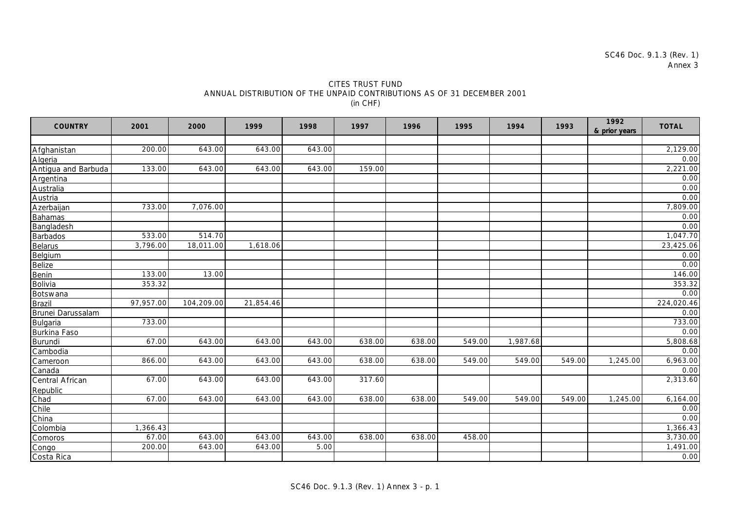SC46 Doc. 9.1.3 (Rev. 1)
Annex 3

# CITES TRUST FUND
## ANNUAL DISTRIBUTION OF THE UNPAID CONTRIBUTIONS AS OF 31 DECEMBER 2001
(in CHF)

| COUNTRY | 2001 | 2000 | 1999 | 1998 | 1997 | 1996 | 1995 | 1994 | 1993 | 1992 & prior years | TOTAL |
|---|---|---|---|---|---|---|---|---|---|---|---|
| Afghanistan | 200.00 | 643.00 | 643.00 | 643.00 | | | | | | | 2,129.00 |
| Algeria | | | | | | | | | | | 0.00 |
| Antigua and Barbuda | 133.00 | 643.00 | 643.00 | 643.00 | 159.00 | | | | | | 2,221.00 |
| Argentina | | | | | | | | | | | 0.00 |
| Australia | | | | | | | | | | | 0.00 |
| Austria | | | | | | | | | | | 0.00 |
| Azerbaijan | 733.00 | 7,076.00 | | | | | | | | | 7,809.00 |
| Bahamas | | | | | | | | | | | 0.00 |
| Bangladesh | | | | | | | | | | | 0.00 |
| Barbados | 533.00 | 514.70 | | | | | | | | | 1,047.70 |
| Belarus | 3,796.00 | 18,011.00 | 1,618.06 | | | | | | | | 23,425.06 |
| Belgium | | | | | | | | | | | 0.00 |
| Belize | | | | | | | | | | | 0.00 |
| Benin | 133.00 | 13.00 | | | | | | | | | 146.00 |
| Bolivia | 353.32 | | | | | | | | | | 353.32 |
| Botswana | | | | | | | | | | | 0.00 |
| Brazil | 97,957.00 | 104,209.00 | 21,854.46 | | | | | | | | 224,020.46 |
| Brunei Darussalam | | | | | | | | | | | 0.00 |
| Bulgaria | 733.00 | | | | | | | | | | 733.00 |
| Burkina Faso | | | | | | | | | | | 0.00 |
| Burundi | 67.00 | 643.00 | 643.00 | 643.00 | 638.00 | 638.00 | 549.00 | 1,987.68 | | | 5,808.68 |
| Cambodia | | | | | | | | | | | 0.00 |
| Cameroon | 866.00 | 643.00 | 643.00 | 643.00 | 638.00 | 638.00 | 549.00 | 549.00 | 549.00 | 1,245.00 | 6,963.00 |
| Canada | | | | | | | | | | | 0.00 |
| Central African Republic | 67.00 | 643.00 | 643.00 | 643.00 | 317.60 | | | | | | 2,313.60 |
| Chad | 67.00 | 643.00 | 643.00 | 643.00 | 638.00 | 638.00 | 549.00 | 549.00 | 549.00 | 1,245.00 | 6,164.00 |
| Chile | | | | | | | | | | | 0.00 |
| China | | | | | | | | | | | 0.00 |
| Colombia | 1,366.43 | | | | | | | | | | 1,366.43 |
| Comoros | 67.00 | 643.00 | 643.00 | 643.00 | 638.00 | 638.00 | 458.00 | | | | 3,730.00 |
| Congo | 200.00 | 643.00 | 643.00 | 5.00 | | | | | | | 1,491.00 |
| Costa Rica | | | | | | | | | | | 0.00 |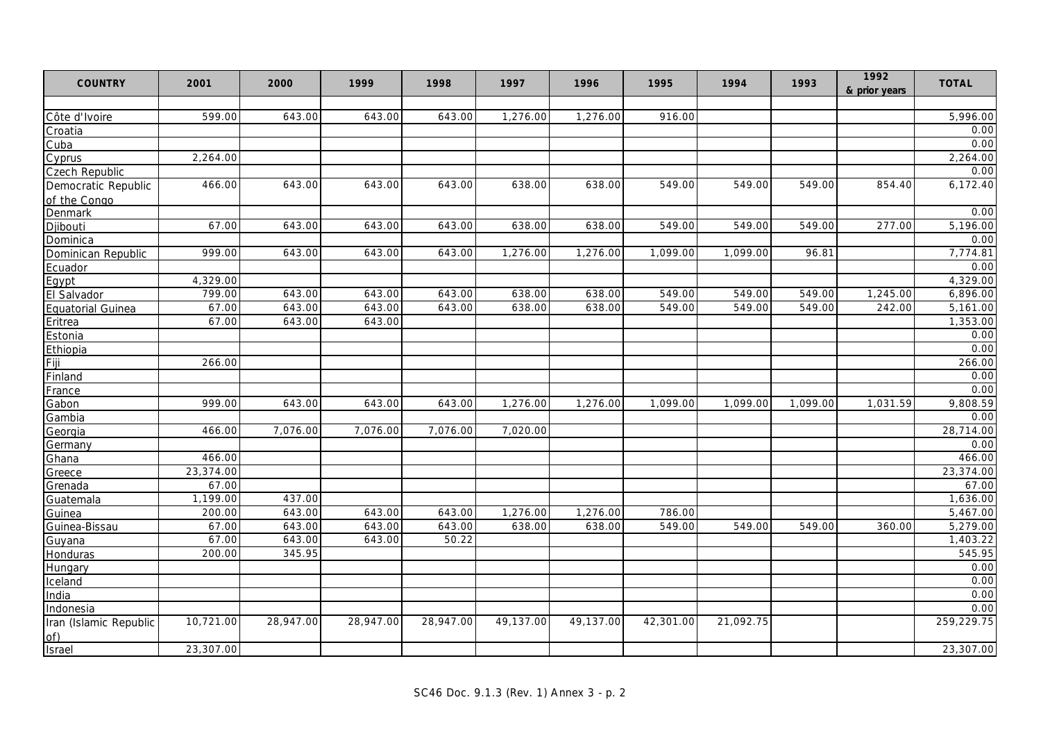| COUNTRY | 2001 | 2000 | 1999 | 1998 | 1997 | 1996 | 1995 | 1994 | 1993 | 1992 & prior years | TOTAL |
|---|---|---|---|---|---|---|---|---|---|---|---|
| | | | | | | | | | | | |
| Côte d'Ivoire | 599.00 | 643.00 | 643.00 | 643.00 | 1,276.00 | 1,276.00 | 916.00 | | | | 5,996.00 |
| Croatia | | | | | | | | | | | 0.00 |
| Cuba | | | | | | | | | | | 0.00 |
| Cyprus | 2,264.00 | | | | | | | | | | 2,264.00 |
| Czech Republic | | | | | | | | | | | 0.00 |
| Democratic Republic of the Congo | 466.00 | 643.00 | 643.00 | 643.00 | 638.00 | 638.00 | 549.00 | 549.00 | 549.00 | 854.40 | 6,172.40 |
| Denmark | | | | | | | | | | | 0.00 |
| Djibouti | 67.00 | 643.00 | 643.00 | 643.00 | 638.00 | 638.00 | 549.00 | 549.00 | 549.00 | 277.00 | 5,196.00 |
| Dominica | | | | | | | | | | | 0.00 |
| Dominican Republic | 999.00 | 643.00 | 643.00 | 643.00 | 1,276.00 | 1,276.00 | 1,099.00 | 1,099.00 | 96.81 | | 7,774.81 |
| Ecuador | | | | | | | | | | | 0.00 |
| Egypt | 4,329.00 | | | | | | | | | | 4,329.00 |
| El Salvador | 799.00 | 643.00 | 643.00 | 643.00 | 638.00 | 638.00 | 549.00 | 549.00 | 549.00 | 1,245.00 | 6,896.00 |
| Equatorial Guinea | 67.00 | 643.00 | 643.00 | 643.00 | 638.00 | 638.00 | 549.00 | 549.00 | 549.00 | 242.00 | 5,161.00 |
| Eritrea | 67.00 | 643.00 | 643.00 | | | | | | | | 1,353.00 |
| Estonia | | | | | | | | | | | 0.00 |
| Ethiopia | | | | | | | | | | | 0.00 |
| Fiji | 266.00 | | | | | | | | | | 266.00 |
| Finland | | | | | | | | | | | 0.00 |
| France | | | | | | | | | | | 0.00 |
| Gabon | 999.00 | 643.00 | 643.00 | 643.00 | 1,276.00 | 1,276.00 | 1,099.00 | 1,099.00 | 1,099.00 | 1,031.59 | 9,808.59 |
| Gambia | | | | | | | | | | | 0.00 |
| Georgia | 466.00 | 7,076.00 | 7,076.00 | 7,076.00 | 7,020.00 | | | | | | 28,714.00 |
| Germany | | | | | | | | | | | 0.00 |
| Ghana | 466.00 | | | | | | | | | | 466.00 |
| Greece | 23,374.00 | | | | | | | | | | 23,374.00 |
| Grenada | 67.00 | | | | | | | | | | 67.00 |
| Guatemala | 1,199.00 | 437.00 | | | | | | | | | 1,636.00 |
| Guinea | 200.00 | 643.00 | 643.00 | 643.00 | 1,276.00 | 1,276.00 | 786.00 | | | | 5,467.00 |
| Guinea-Bissau | 67.00 | 643.00 | 643.00 | 643.00 | 638.00 | 638.00 | 549.00 | 549.00 | 549.00 | 360.00 | 5,279.00 |
| Guyana | 67.00 | 643.00 | 643.00 | 50.22 | | | | | | | 1,403.22 |
| Honduras | 200.00 | 345.95 | | | | | | | | | 545.95 |
| Hungary | | | | | | | | | | | 0.00 |
| Iceland | | | | | | | | | | | 0.00 |
| India | | | | | | | | | | | 0.00 |
| Indonesia | | | | | | | | | | | 0.00 |
| Iran (Islamic Republic of) | 10,721.00 | 28,947.00 | 28,947.00 | 28,947.00 | 49,137.00 | 49,137.00 | 42,301.00 | 21,092.75 | | | 259,229.75 |
| Israel | 23,307.00 | | | | | | | | | | 23,307.00 |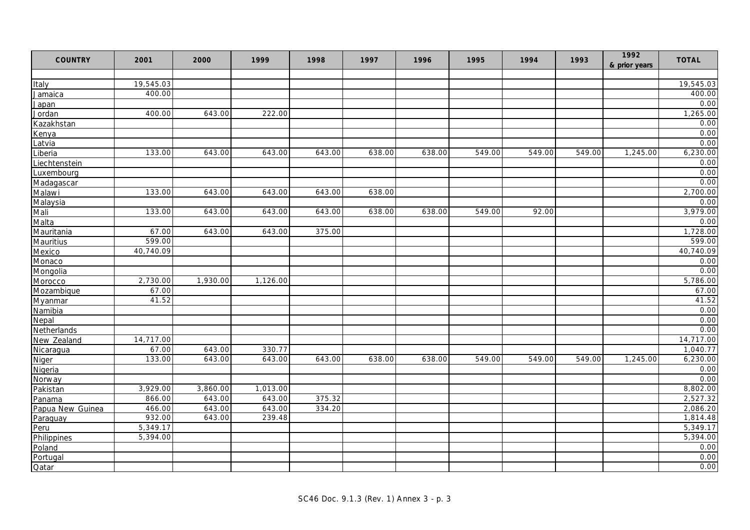| COUNTRY | 2001 | 2000 | 1999 | 1998 | 1997 | 1996 | 1995 | 1994 | 1993 | 1992 & prior years | TOTAL |
|---|---|---|---|---|---|---|---|---|---|---|---|
| | | | | | | | | | | | |
| Italy | 19,545.03 | | | | | | | | | | 19,545.03 |
| Jamaica | 400.00 | | | | | | | | | | 400.00 |
| Japan | | | | | | | | | | | 0.00 |
| Jordan | 400.00 | 643.00 | 222.00 | | | | | | | | 1,265.00 |
| Kazakhstan | | | | | | | | | | | 0.00 |
| Kenya | | | | | | | | | | | 0.00 |
| Latvia | | | | | | | | | | | 0.00 |
| Liberia | 133.00 | 643.00 | 643.00 | 643.00 | 638.00 | 638.00 | 549.00 | 549.00 | 549.00 | 1,245.00 | 6,230.00 |
| Liechtenstein | | | | | | | | | | | 0.00 |
| Luxembourg | | | | | | | | | | | 0.00 |
| Madagascar | | | | | | | | | | | 0.00 |
| Malawi | 133.00 | 643.00 | 643.00 | 643.00 | 638.00 | | | | | | 2,700.00 |
| Malaysia | | | | | | | | | | | 0.00 |
| Mali | 133.00 | 643.00 | 643.00 | 643.00 | 638.00 | 638.00 | 549.00 | 92.00 | | | 3,979.00 |
| Malta | | | | | | | | | | | 0.00 |
| Mauritania | 67.00 | 643.00 | 643.00 | 375.00 | | | | | | | 1,728.00 |
| Mauritius | 599.00 | | | | | | | | | | 599.00 |
| Mexico | 40,740.09 | | | | | | | | | | 40,740.09 |
| Monaco | | | | | | | | | | | 0.00 |
| Mongolia | | | | | | | | | | | 0.00 |
| Morocco | 2,730.00 | 1,930.00 | 1,126.00 | | | | | | | | 5,786.00 |
| Mozambique | 67.00 | | | | | | | | | | 67.00 |
| Myanmar | 41.52 | | | | | | | | | | 41.52 |
| Namibia | | | | | | | | | | | 0.00 |
| Nepal | | | | | | | | | | | 0.00 |
| Netherlands | | | | | | | | | | | 0.00 |
| New Zealand | 14,717.00 | | | | | | | | | | 14,717.00 |
| Nicaragua | 67.00 | 643.00 | 330.77 | | | | | | | | 1,040.77 |
| Niger | 133.00 | 643.00 | 643.00 | 643.00 | 638.00 | 638.00 | 549.00 | 549.00 | 549.00 | 1,245.00 | 6,230.00 |
| Nigeria | | | | | | | | | | | 0.00 |
| Norway | | | | | | | | | | | 0.00 |
| Pakistan | 3,929.00 | 3,860.00 | 1,013.00 | | | | | | | | 8,802.00 |
| Panama | 866.00 | 643.00 | 643.00 | 375.32 | | | | | | | 2,527.32 |
| Papua New Guinea | 466.00 | 643.00 | 643.00 | 334.20 | | | | | | | 2,086.20 |
| Paraguay | 932.00 | 643.00 | 239.48 | | | | | | | | 1,814.48 |
| Peru | 5,349.17 | | | | | | | | | | 5,349.17 |
| Philippines | 5,394.00 | | | | | | | | | | 5,394.00 |
| Poland | | | | | | | | | | | 0.00 |
| Portugal | | | | | | | | | | | 0.00 |
| Qatar | | | | | | | | | | | 0.00 |

SC46 Doc. 9.1.3 (Rev. 1) Annex 3 - p. 3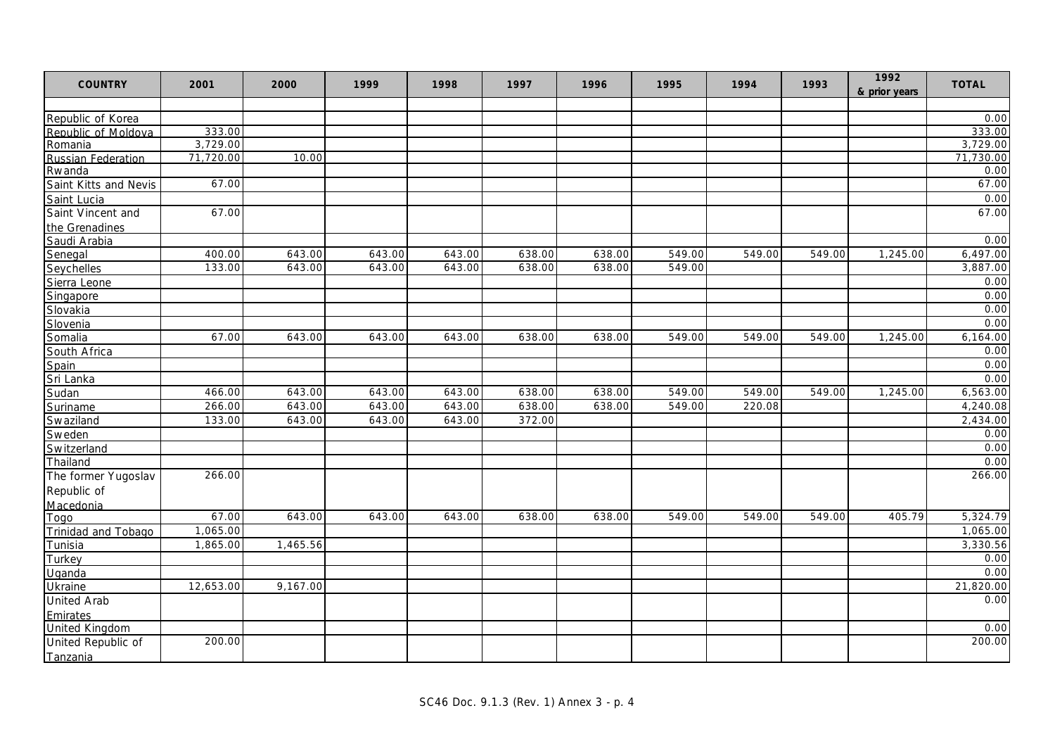| COUNTRY | 2001 | 2000 | 1999 | 1998 | 1997 | 1996 | 1995 | 1994 | 1993 | 1992 & prior years | TOTAL |
|---|---|---|---|---|---|---|---|---|---|---|---|
| | | | | | | | | | | | |
| Republic of Korea | | | | | | | | | | | 0.00 |
| Republic of Moldova | 333.00 | | | | | | | | | | 333.00 |
| Romania | 3,729.00 | | | | | | | | | | 3,729.00 |
| Russian Federation | 71,720.00 | 10.00 | | | | | | | | | 71,730.00 |
| Rwanda | | | | | | | | | | | 0.00 |
| Saint Kitts and Nevis | 67.00 | | | | | | | | | | 67.00 |
| Saint Lucia | | | | | | | | | | | 0.00 |
| Saint Vincent and the Grenadines | 67.00 | | | | | | | | | | 67.00 |
| Saudi Arabia | | | | | | | | | | | 0.00 |
| Senegal | 400.00 | 643.00 | 643.00 | 643.00 | 638.00 | 638.00 | 549.00 | 549.00 | 549.00 | 1,245.00 | 6,497.00 |
| Seychelles | 133.00 | 643.00 | 643.00 | 643.00 | 638.00 | 638.00 | 549.00 | | | | 3,887.00 |
| Sierra Leone | | | | | | | | | | | 0.00 |
| Singapore | | | | | | | | | | | 0.00 |
| Slovakia | | | | | | | | | | | 0.00 |
| Slovenia | | | | | | | | | | | 0.00 |
| Somalia | 67.00 | 643.00 | 643.00 | 643.00 | 638.00 | 638.00 | 549.00 | 549.00 | 549.00 | 1,245.00 | 6,164.00 |
| South Africa | | | | | | | | | | | 0.00 |
| Spain | | | | | | | | | | | 0.00 |
| Sri Lanka | | | | | | | | | | | 0.00 |
| Sudan | 466.00 | 643.00 | 643.00 | 643.00 | 638.00 | 638.00 | 549.00 | 549.00 | 549.00 | 1,245.00 | 6,563.00 |
| Suriname | 266.00 | 643.00 | 643.00 | 643.00 | 638.00 | 638.00 | 549.00 | 220.08 | | | 4,240.08 |
| Swaziland | 133.00 | 643.00 | 643.00 | 643.00 | 372.00 | | | | | | 2,434.00 |
| Sweden | | | | | | | | | | | 0.00 |
| Switzerland | | | | | | | | | | | 0.00 |
| Thailand | | | | | | | | | | | 0.00 |
| The former Yugoslav Republic of Macedonia | 266.00 | | | | | | | | | | 266.00 |
| Togo | 67.00 | 643.00 | 643.00 | 643.00 | 638.00 | 638.00 | 549.00 | 549.00 | 549.00 | 405.79 | 5,324.79 |
| Trinidad and Tobago | 1,065.00 | | | | | | | | | | 1,065.00 |
| Tunisia | 1,865.00 | 1,465.56 | | | | | | | | | 3,330.56 |
| Turkey | | | | | | | | | | | 0.00 |
| Uganda | | | | | | | | | | | 0.00 |
| Ukraine | 12,653.00 | 9,167.00 | | | | | | | | | 21,820.00 |
| United Arab Emirates | | | | | | | | | | | 0.00 |
| United Kingdom | | | | | | | | | | | 0.00 |
| United Republic of Tanzania | 200.00 | | | | | | | | | | 200.00 |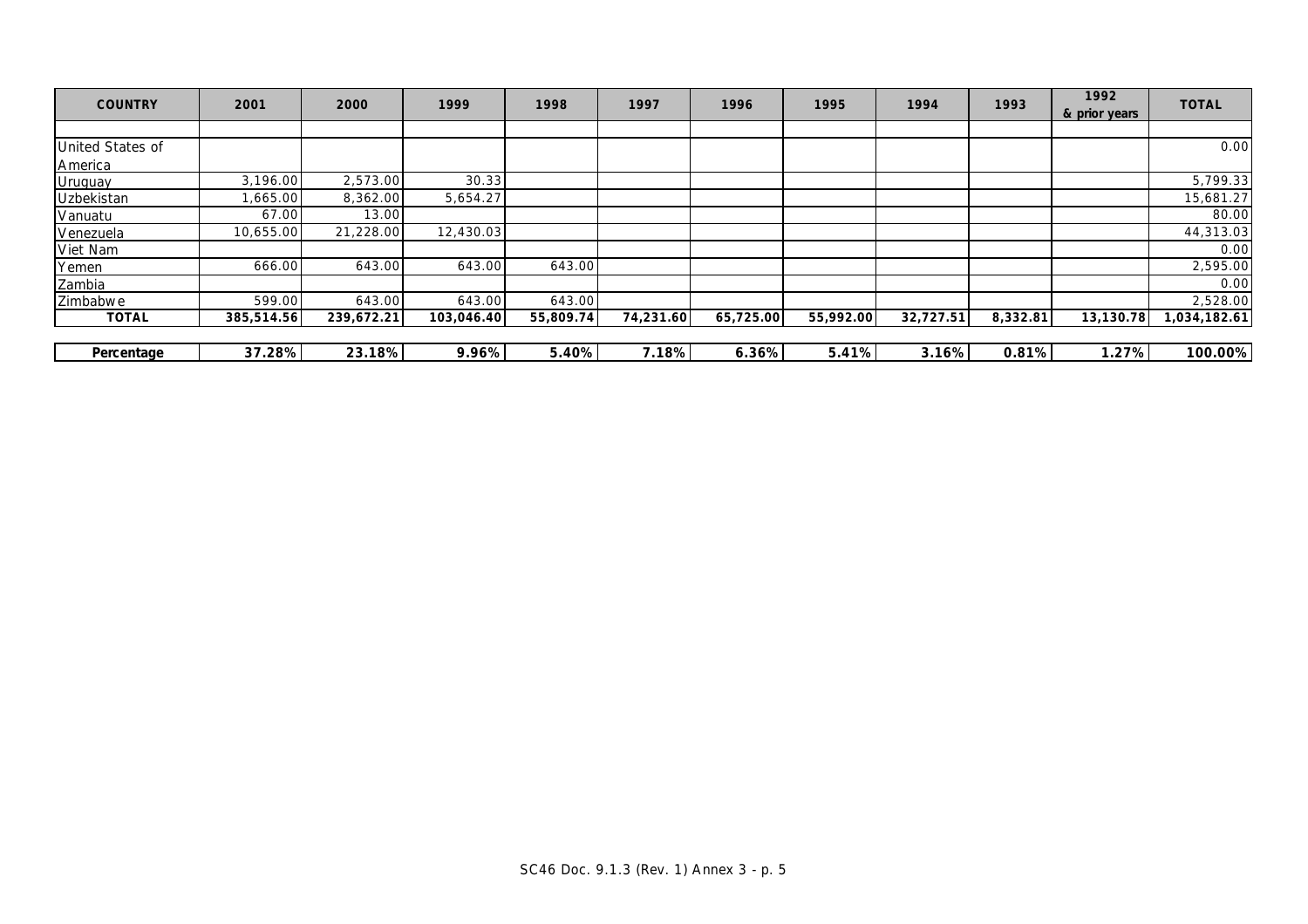| COUNTRY | 2001 | 2000 | 1999 | 1998 | 1997 | 1996 | 1995 | 1994 | 1993 | 1992 & prior years | TOTAL |
|---|---|---|---|---|---|---|---|---|---|---|---|
| | | | | | | | | | | | |
| United States of America | | | | | | | | | | | 0.00 |
| Uruguay | 3,196.00 | 2,573.00 | 30.33 | | | | | | | | 5,799.33 |
| Uzbekistan | 1,665.00 | 8,362.00 | 5,654.27 | | | | | | | | 15,681.27 |
| Vanuatu | 67.00 | 13.00 | | | | | | | | | 80.00 |
| Venezuela | 10,655.00 | 21,228.00 | 12,430.03 | | | | | | | | 44,313.03 |
| Viet Nam | | | | | | | | | | | 0.00 |
| Yemen | 666.00 | 643.00 | 643.00 | 643.00 | | | | | | | 2,595.00 |
| Zambia | | | | | | | | | | | 0.00 |
| Zimbabwe | 599.00 | 643.00 | 643.00 | 643.00 | | | | | | | 2,528.00 |
| **TOTAL** | **385,514.56** | **239,672.21** | **103,046.40** | **55,809.74** | **74,231.60** | **65,725.00** | **55,992.00** | **32,727.51** | **8,332.81** | **13,130.78** | **1,034,182.61** |
| | | | | | | | | | | | |
| **Percentage** | **37.28%** | **23.18%** | **9.96%** | **5.40%** | **7.18%** | **6.36%** | **5.41%** | **3.16%** | **0.81%** | **1.27%** | **100.00%** |

SC46 Doc. 9.1.3 (Rev. 1) Annex 3 - p. 5